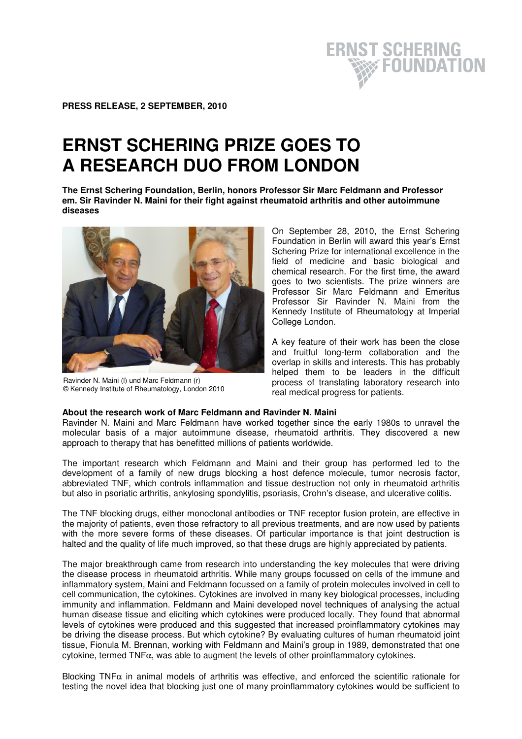**PRESS RELEASE, 2 SEPTEMBER, 2010**

# ERNST SCHERING PRIZE GOES TO A RESEARCH DUO FROM LONDON

**The Ernst Schering Foundation, Berlin, honors Professor Sir Marc Feldmann and Professor em. Sir Ravinder N. Maini for their fight against rheumatoid arthritis and other autoimmune diseases**

Ravinder N. Maini (l) und Marc Feldmann (r)
© Kennedy Institute of Rheumatology, London 2010

On September 28, 2010, the Ernst Schering Foundation in Berlin will award this year's Ernst Schering Prize for international excellence in the field of medicine and basic biological and chemical research. For the first time, the award goes to two scientists. The prize winners are Professor Sir Marc Feldmann and Emeritus Professor Sir Ravinder N. Maini from the Kennedy Institute of Rheumatology at Imperial College London.

A key feature of their work has been the close and fruitful long-term collaboration and the overlap in skills and interests. This has probably helped them to be leaders in the difficult process of translating laboratory research into real medical progress for patients.

**About the research work of Marc Feldmann and Ravinder N. Maini**

Ravinder N. Maini and Marc Feldmann have worked together since the early 1980s to unravel the molecular basis of a major autoimmune disease, rheumatoid arthritis. They discovered a new approach to therapy that has benefitted millions of patients worldwide.

The important research which Feldmann and Maini and their group has performed led to the development of a family of new drugs blocking a host defence molecule, tumor necrosis factor, abbreviated TNF, which controls inflammation and tissue destruction not only in rheumatoid arthritis but also in psoriatic arthritis, ankylosing spondylitis, psoriasis, Crohn's disease, and ulcerative colitis.

The TNF blocking drugs, either monoclonal antibodies or TNF receptor fusion protein, are effective in the majority of patients, even those refractory to all previous treatments, and are now used by patients with the more severe forms of these diseases. Of particular importance is that joint destruction is halted and the quality of life much improved, so that these drugs are highly appreciated by patients.

The major breakthrough came from research into understanding the key molecules that were driving the disease process in rheumatoid arthritis. While many groups focussed on cells of the immune and inflammatory system, Maini and Feldmann focussed on a family of protein molecules involved in cell to cell communication, the cytokines. Cytokines are involved in many key biological processes, including immunity and inflammation. Feldmann and Maini developed novel techniques of analysing the actual human disease tissue and eliciting which cytokines were produced locally. They found that abnormal levels of cytokines were produced and this suggested that increased proinflammatory cytokines may be driving the disease process. But which cytokine? By evaluating cultures of human rheumatoid joint tissue, Fionula M. Brennan, working with Feldmann and Maini's group in 1989, demonstrated that one cytokine, termed TNF$\alpha$, was able to augment the levels of other proinflammatory cytokines.

Blocking TNF$\alpha$ in animal models of arthritis was effective, and enforced the scientific rationale for testing the novel idea that blocking just one of many proinflammatory cytokines would be sufficient to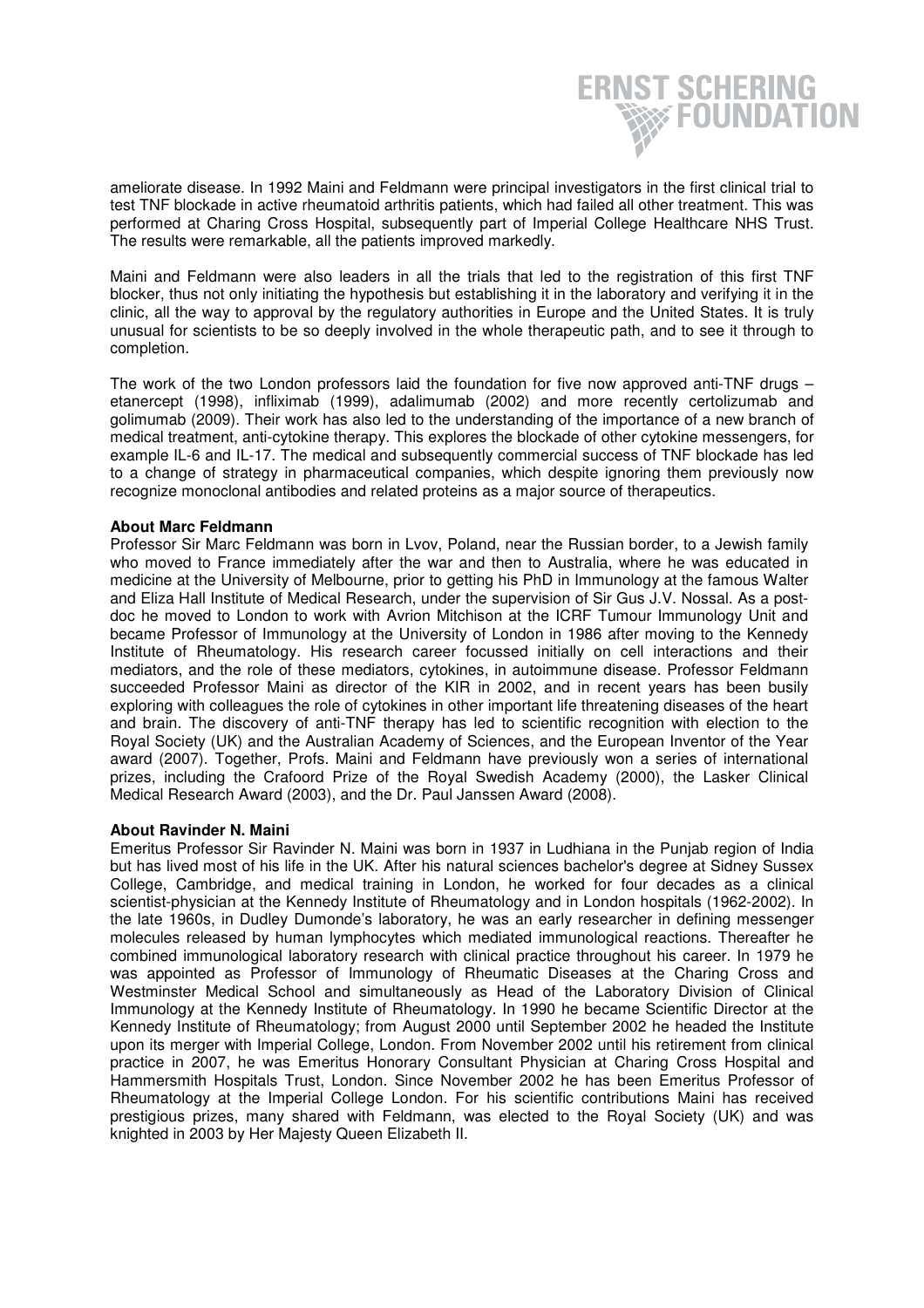ameliorate disease. In 1992 Maini and Feldmann were principal investigators in the first clinical trial to test TNF blockade in active rheumatoid arthritis patients, which had failed all other treatment. This was performed at Charing Cross Hospital, subsequently part of Imperial College Healthcare NHS Trust. The results were remarkable, all the patients improved markedly.

Maini and Feldmann were also leaders in all the trials that led to the registration of this first TNF blocker, thus not only initiating the hypothesis but establishing it in the laboratory and verifying it in the clinic, all the way to approval by the regulatory authorities in Europe and the United States. It is truly unusual for scientists to be so deeply involved in the whole therapeutic path, and to see it through to completion.

The work of the two London professors laid the foundation for five now approved anti-TNF drugs – etanercept (1998), infliximab (1999), adalimumab (2002) and more recently certolizumab and golimumab (2009). Their work has also led to the understanding of the importance of a new branch of medical treatment, anti-cytokine therapy. This explores the blockade of other cytokine messengers, for example IL-6 and IL-17. The medical and subsequently commercial success of TNF blockade has led to a change of strategy in pharmaceutical companies, which despite ignoring them previously now recognize monoclonal antibodies and related proteins as a major source of therapeutics.

**About Marc Feldmann**

Professor Sir Marc Feldmann was born in Lvov, Poland, near the Russian border, to a Jewish family who moved to France immediately after the war and then to Australia, where he was educated in medicine at the University of Melbourne, prior to getting his PhD in Immunology at the famous Walter and Eliza Hall Institute of Medical Research, under the supervision of Sir Gus J.V. Nossal. As a post-doc he moved to London to work with Avrion Mitchison at the ICRF Tumour Immunology Unit and became Professor of Immunology at the University of London in 1986 after moving to the Kennedy Institute of Rheumatology. His research career focussed initially on cell interactions and their mediators, and the role of these mediators, cytokines, in autoimmune disease. Professor Feldmann succeeded Professor Maini as director of the KIR in 2002, and in recent years has been busily exploring with colleagues the role of cytokines in other important life threatening diseases of the heart and brain. The discovery of anti-TNF therapy has led to scientific recognition with election to the Royal Society (UK) and the Australian Academy of Sciences, and the European Inventor of the Year award (2007). Together, Profs. Maini and Feldmann have previously won a series of international prizes, including the Crafoord Prize of the Royal Swedish Academy (2000), the Lasker Clinical Medical Research Award (2003), and the Dr. Paul Janssen Award (2008).

**About Ravinder N. Maini**

Emeritus Professor Sir Ravinder N. Maini was born in 1937 in Ludhiana in the Punjab region of India but has lived most of his life in the UK. After his natural sciences bachelor's degree at Sidney Sussex College, Cambridge, and medical training in London, he worked for four decades as a clinical scientist-physician at the Kennedy Institute of Rheumatology and in London hospitals (1962-2002). In the late 1960s, in Dudley Dumonde's laboratory, he was an early researcher in defining messenger molecules released by human lymphocytes which mediated immunological reactions. Thereafter he combined immunological laboratory research with clinical practice throughout his career. In 1979 he was appointed as Professor of Immunology of Rheumatic Diseases at the Charing Cross and Westminster Medical School and simultaneously as Head of the Laboratory Division of Clinical Immunology at the Kennedy Institute of Rheumatology. In 1990 he became Scientific Director at the Kennedy Institute of Rheumatology; from August 2000 until September 2002 he headed the Institute upon its merger with Imperial College, London. From November 2002 until his retirement from clinical practice in 2007, he was Emeritus Honorary Consultant Physician at Charing Cross Hospital and Hammersmith Hospitals Trust, London. Since November 2002 he has been Emeritus Professor of Rheumatology at the Imperial College London. For his scientific contributions Maini has received prestigious prizes, many shared with Feldmann, was elected to the Royal Society (UK) and was knighted in 2003 by Her Majesty Queen Elizabeth II.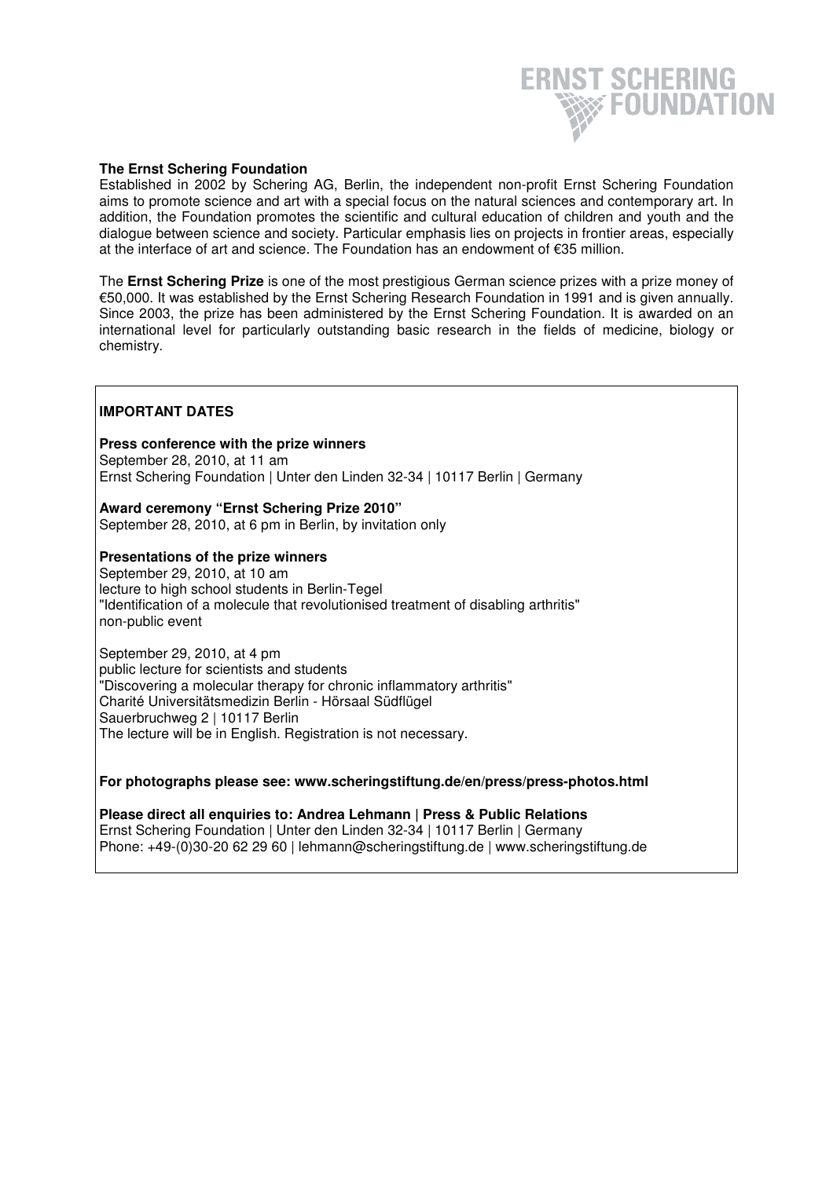**The Ernst Schering Foundation**

Established in 2002 by Schering AG, Berlin, the independent non-profit Ernst Schering Foundation aims to promote science and art with a special focus on the natural sciences and contemporary art. In addition, the Foundation promotes the scientific and cultural education of children and youth and the dialogue between science and society. Particular emphasis lies on projects in frontier areas, especially at the interface of art and science. The Foundation has an endowment of €35 million.

The **Ernst Schering Prize** is one of the most prestigious German science prizes with a prize money of €50,000. It was established by the Ernst Schering Research Foundation in 1991 and is given annually. Since 2003, the prize has been administered by the Ernst Schering Foundation. It is awarded on an international level for particularly outstanding basic research in the fields of medicine, biology or chemistry.

**IMPORTANT DATES**

**Press conference with the prize winners**
September 28, 2010, at 11 am
Ernst Schering Foundation | Unter den Linden 32-34 | 10117 Berlin | Germany

**Award ceremony "Ernst Schering Prize 2010"**
September 28, 2010, at 6 pm in Berlin, by invitation only

**Presentations of the prize winners**
September 29, 2010, at 10 am
lecture to high school students in Berlin-Tegel
"Identification of a molecule that revolutionised treatment of disabling arthritis"
non-public event

September 29, 2010, at 4 pm
public lecture for scientists and students
"Discovering a molecular therapy for chronic inflammatory arthritis"
Charité Universitätsmedizin Berlin - Hörsaal Südflügel
Sauerbruchweg 2 | 10117 Berlin
The lecture will be in English. Registration is not necessary.

**For photographs please see: www.scheringstiftung.de/en/press/press-photos.html**

**Please direct all enquiries to: Andrea Lehmann | Press & Public Relations**
Ernst Schering Foundation | Unter den Linden 32-34 | 10117 Berlin | Germany
Phone: +49-(0)30-20 62 29 60 | lehmann@scheringstiftung.de | www.scheringstiftung.de